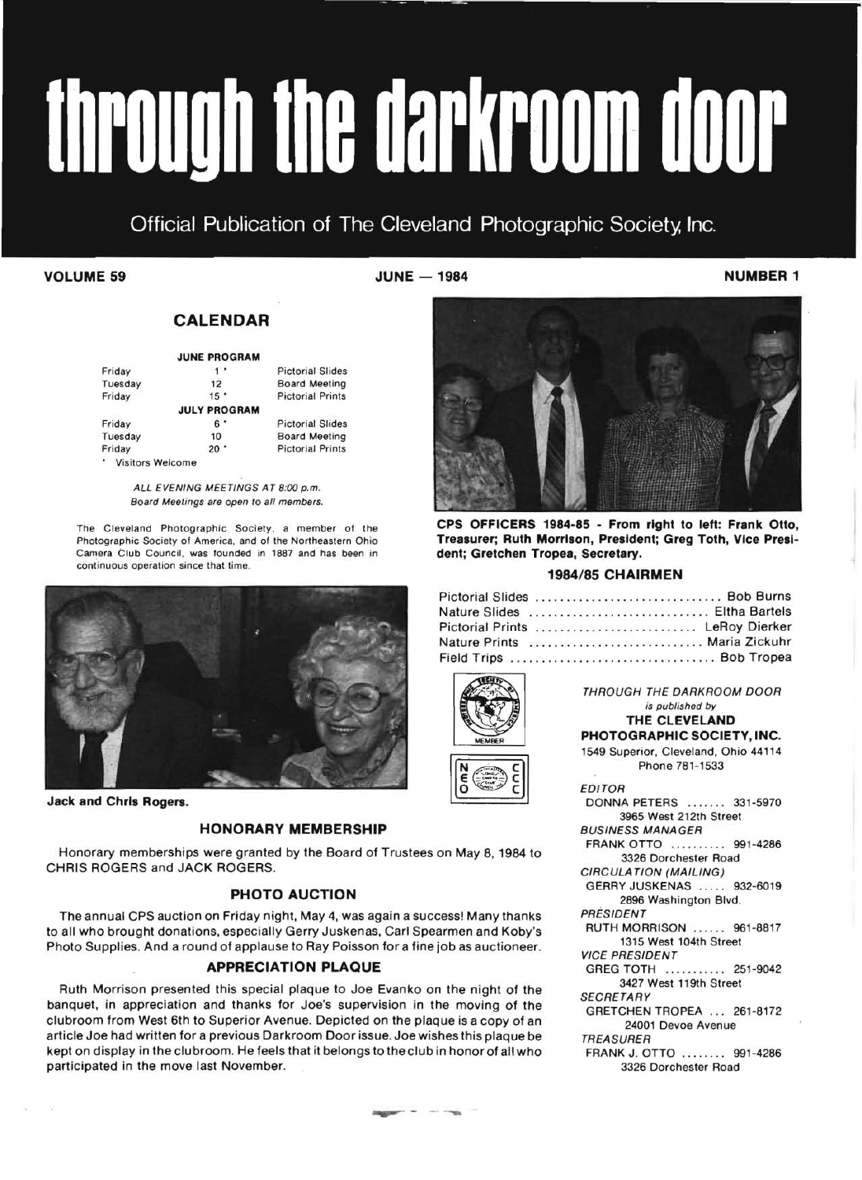# through the darkroom door

Official Publication of The Cleveland Photographic Society, Inc.

**VOLUME 59** **JUNE — 1984** **NUMBER 1**

## CALENDAR

| | **JUNE PROGRAM** | |
|---|---|---|
| Friday | 1 * | Pictorial Slides |
| Tuesday | 12 | Board Meeting |
| Friday | 15 * | Pictorial Prints |
| | **JULY PROGRAM** | |
| Friday | 6 * | Pictorial Slides |
| Tuesday | 10 | Board Meeting |
| Friday | 20 * | Pictorial Prints |

\* Visitors Welcome

*ALL EVENING MEETINGS AT 8:00 p.m.*
*Board Meetings are open to all members.*

The Cleveland Photographic Society, a member of the Photographic Society of America, and of the Northeastern Ohio Camera Club Council, was founded in 1887 and has been in continuous operation since that time.

**Jack and Chris Rogers.**

### HONORARY MEMBERSHIP

Honorary memberships were granted by the Board of Trustees on May 8, 1984 to CHRIS ROGERS and JACK ROGERS.

### PHOTO AUCTION

The annual CPS auction on Friday night, May 4, was again a success! Many thanks to all who brought donations, especially Gerry Juskenas, Carl Spearmen and Koby's Photo Supplies. And a round of applause to Ray Poisson for a fine job as auctioneer.

### APPRECIATION PLAQUE

Ruth Morrison presented this special plaque to Joe Evanko on the night of the banquet, in appreciation and thanks for Joe's supervision in the moving of the clubroom from West 6th to Superior Avenue. Depicted on the plaque is a copy of an article Joe had written for a previous Darkroom Door issue. Joe wishes this plaque be kept on display in the clubroom. He feels that it belongs to the club in honor of all who participated in the move last November.

**CPS OFFICERS 1984-85 - From right to left: Frank Otto, Treasurer; Ruth Morrison, President; Greg Toth, Vice President; Gretchen Tropea, Secretary.**

### 1984/85 CHAIRMEN

| | |
|---|---|
| Pictorial Slides | Bob Burns |
| Nature Slides | Eltha Bartels |
| Pictorial Prints | LeRoy Dierker |
| Nature Prints | Maria Zickuhr |
| Field Trips | Bob Tropea |

*THROUGH THE DARKROOM DOOR*
*is published by*
**THE CLEVELAND PHOTOGRAPHIC SOCIETY, INC.**
1549 Superior, Cleveland, Ohio 44114
Phone 781-1533

*EDITOR*
DONNA PETERS ....... 331-5970
3965 West 212th Street

*BUSINESS MANAGER*
FRANK OTTO .......... 991-4286
3326 Dorchester Road

*CIRCULATION (MAILING)*
GERRY JUSKENAS ..... 932-6019
2896 Washington Blvd.

*PRESIDENT*
RUTH MORRISON ...... 961-8817
1315 West 104th Street

*VICE PRESIDENT*
GREG TOTH ........... 251-9042
3427 West 119th Street

*SECRETARY*
GRETCHEN TROPEA ... 261-8172
24001 Devoe Avenue

*TREASURER*
FRANK J. OTTO ........ 991-4286
3326 Dorchester Road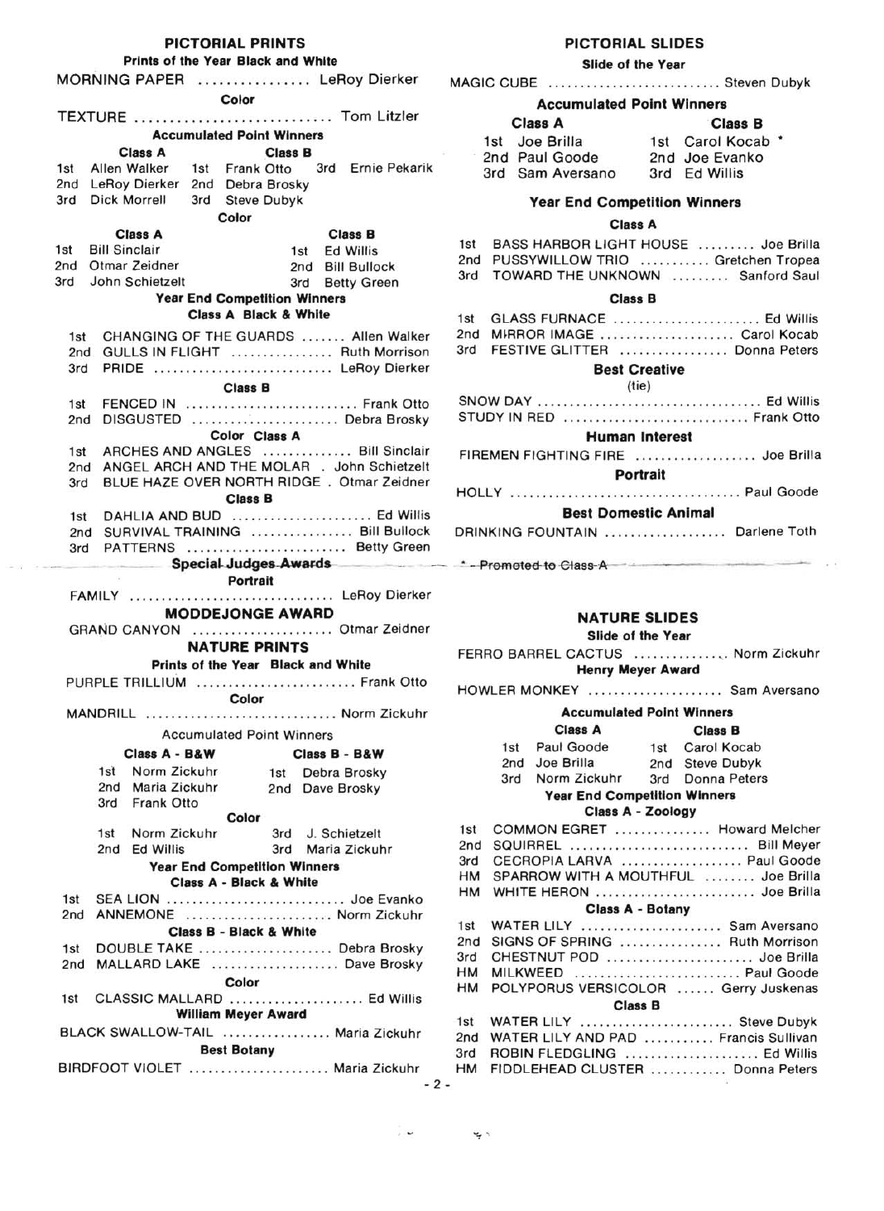## PICTORIAL PRINTS

### Prints of the Year Black and White

MORNING PAPER ................ LeRoy Dierker

**Color**

TEXTURE ............................ Tom Litzler

### Accumulated Point Winners

| | Class A | | Class B | | |
|---|---|---|---|---|---|
| 1st | Allen Walker | 1st | Frank Otto | 3rd | Ernie Pekarik |
| 2nd | LeRoy Dierker | 2nd | Debra Brosky | | |
| 3rd | Dick Morrell | 3rd | Steve Dubyk | | |

**Color**

| | Class A | | Class B |
|---|---|---|---|
| 1st | Bill Sinclair | 1st | Ed Willis |
| 2nd | Otmar Zeidner | 2nd | Bill Bullock |
| 3rd | John Schietzelt | 3rd | Betty Green |

### Year End Competition Winners

**Class A Black & White**

- 1st CHANGING OF THE GUARDS ....... Allen Walker
- 2nd GULLS IN FLIGHT ................ Ruth Morrison
- 3rd PRIDE ............................ LeRoy Dierker

**Class B**

- 1st FENCED IN ........................... Frank Otto
- 2nd DISGUSTED ....................... Debra Brosky

**Color Class A**

- 1st ARCHES AND ANGLES .............. Bill Sinclair
- 2nd ANGEL ARCH AND THE MOLAR . John Schietzelt
- 3rd BLUE HAZE OVER NORTH RIDGE . Otmar Zeidner

**Class B**

- 1st DAHLIA AND BUD ...................... Ed Willis
- 2nd SURVIVAL TRAINING ................ Bill Bullock
- 3rd PATTERNS ......................... Betty Green

### Special Judges Awards

**Portrait**

FAMILY ............................... LeRoy Dierker

### MODDEJONGE AWARD

GRAND CANYON ...................... Otmar Zeidner

## NATURE PRINTS

### Prints of the Year Black and White

PURPLE TRILLIUM ......................... Frank Otto

**Color**

MANDRILL .............................. Norm Zickuhr

### Accumulated Point Winners

| | Class A - B&W | | Class B - B&W |
|---|---|---|---|
| 1st | Norm Zickuhr | 1st | Debra Brosky |
| 2nd | Maria Zickuhr | 2nd | Dave Brosky |
| 3rd | Frank Otto | | |

**Color**

| | | | |
|---|---|---|---|
| 1st | Norm Zickuhr | 3rd | J. Schietzelt |
| 2nd | Ed Willis | 3rd | Maria Zickuhr |

### Year End Competition Winners

**Class A - Black & White**

- 1st SEA LION ............................ Joe Evanko
- 2nd ANNEMONE ....................... Norm Zickuhr

**Class B - Black & White**

- 1st DOUBLE TAKE ..................... Debra Brosky
- 2nd MALLARD LAKE .................... Dave Brosky

**Color**

- 1st CLASSIC MALLARD ..................... Ed Willis

**William Meyer Award**

BLACK SWALLOW-TAIL ................. Maria Zickuhr

**Best Botany**

BIRDFOOT VIOLET ...................... Maria Zickuhr

## PICTORIAL SLIDES

### Slide of the Year

MAGIC CUBE ........................... Steven Dubyk

### Accumulated Point Winners

| | Class A | | Class B |
|---|---|---|---|
| 1st | Joe Brilla | 1st | Carol Kocab * |
| 2nd | Paul Goode | 2nd | Joe Evanko |
| 3rd | Sam Aversano | 3rd | Ed Willis |

### Year End Competition Winners

**Class A**

- 1st BASS HARBOR LIGHT HOUSE ......... Joe Brilla
- 2nd PUSSYWILLOW TRIO ........... Gretchen Tropea
- 3rd TOWARD THE UNKNOWN ......... Sanford Saul

**Class B**

- 1st GLASS FURNACE ....................... Ed Willis
- 2nd MIRROR IMAGE ..................... Carol Kocab
- 3rd FESTIVE GLITTER ................. Donna Peters

**Best Creative**

(tie)

SNOW DAY .................................. Ed Willis
STUDY IN RED ............................. Frank Otto

**Human Interest**

FIREMEN FIGHTING FIRE ................... Joe Brilla

**Portrait**

HOLLY .................................... Paul Goode

**Best Domestic Animal**

DRINKING FOUNTAIN ................... Darlene Toth

\* - Promoted to Class A

## NATURE SLIDES

### Slide of the Year

FERRO BARREL CACTUS ............... Norm Zickuhr

**Henry Meyer Award**

HOWLER MONKEY ..................... Sam Aversano

### Accumulated Point Winners

| | Class A | | Class B |
|---|---|---|---|
| 1st | Paul Goode | 1st | Carol Kocab |
| 2nd | Joe Brilla | 2nd | Steve Dubyk |
| 3rd | Norm Zickuhr | 3rd | Donna Peters |

### Year End Competition Winners

**Class A - Zoology**

- 1st COMMON EGRET ............... Howard Melcher
- 2nd SQUIRREL ............................ Bill Meyer
- 3rd CECROPIA LARVA ................... Paul Goode
- HM SPARROW WITH A MOUTHFUL ........ Joe Brilla
- HM WHITE HERON ......................... Joe Brilla

**Class A - Botany**

- 1st WATER LILY ...................... Sam Aversano
- 2nd SIGNS OF SPRING ................ Ruth Morrison
- 3rd CHESTNUT POD ....................... Joe Brilla
- HM MILKWEED .......................... Paul Goode
- HM POLYPORUS VERSICOLOR ...... Gerry Juskenas

**Class B**

- 1st WATER LILY ........................ Steve Dubyk
- 2nd WATER LILY AND PAD ........... Francis Sullivan
- 3rd ROBIN FLEDGLING ..................... Ed Willis
- HM FIDDLEHEAD CLUSTER ............ Donna Peters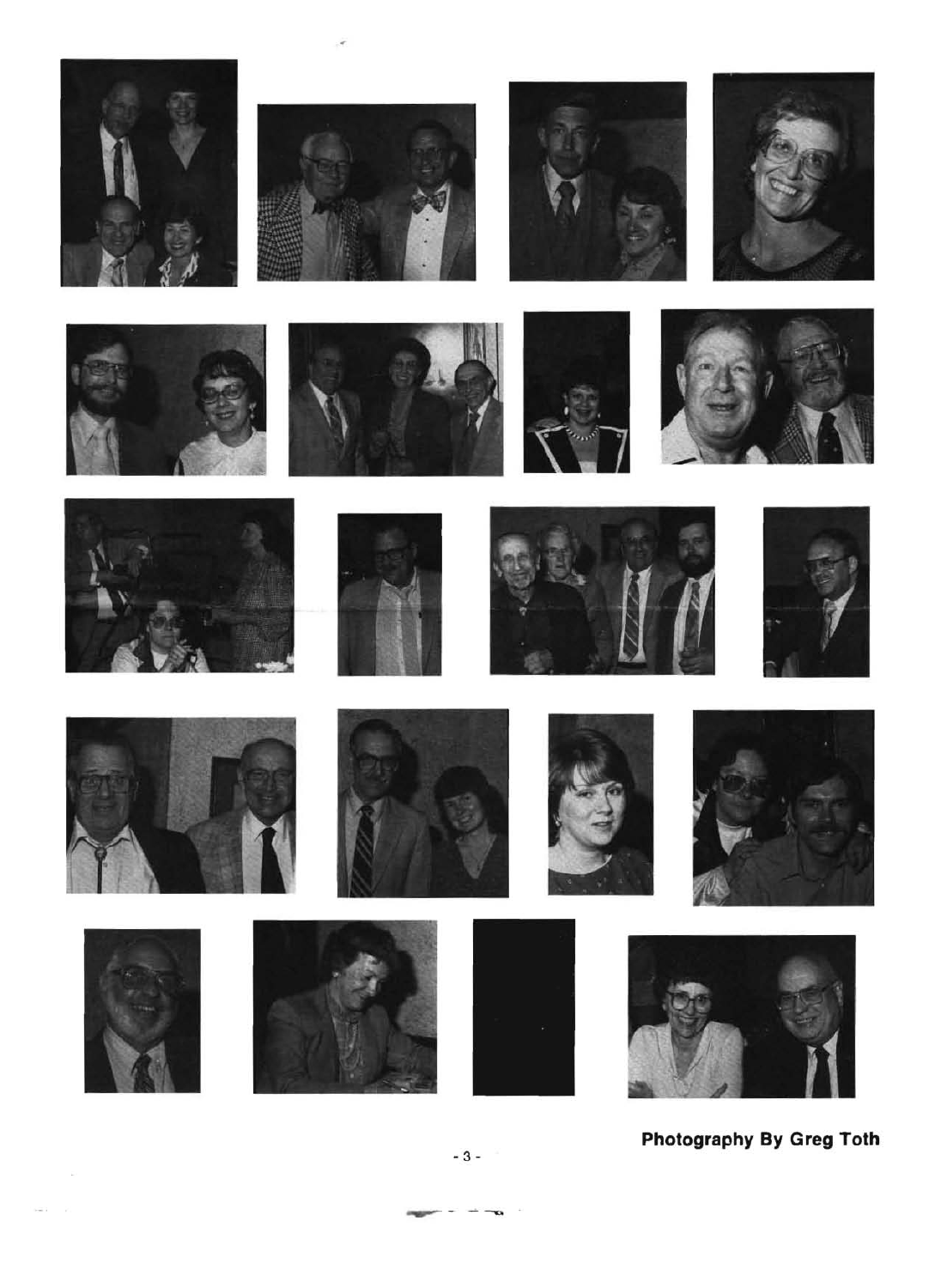**Photography By Greg Toth**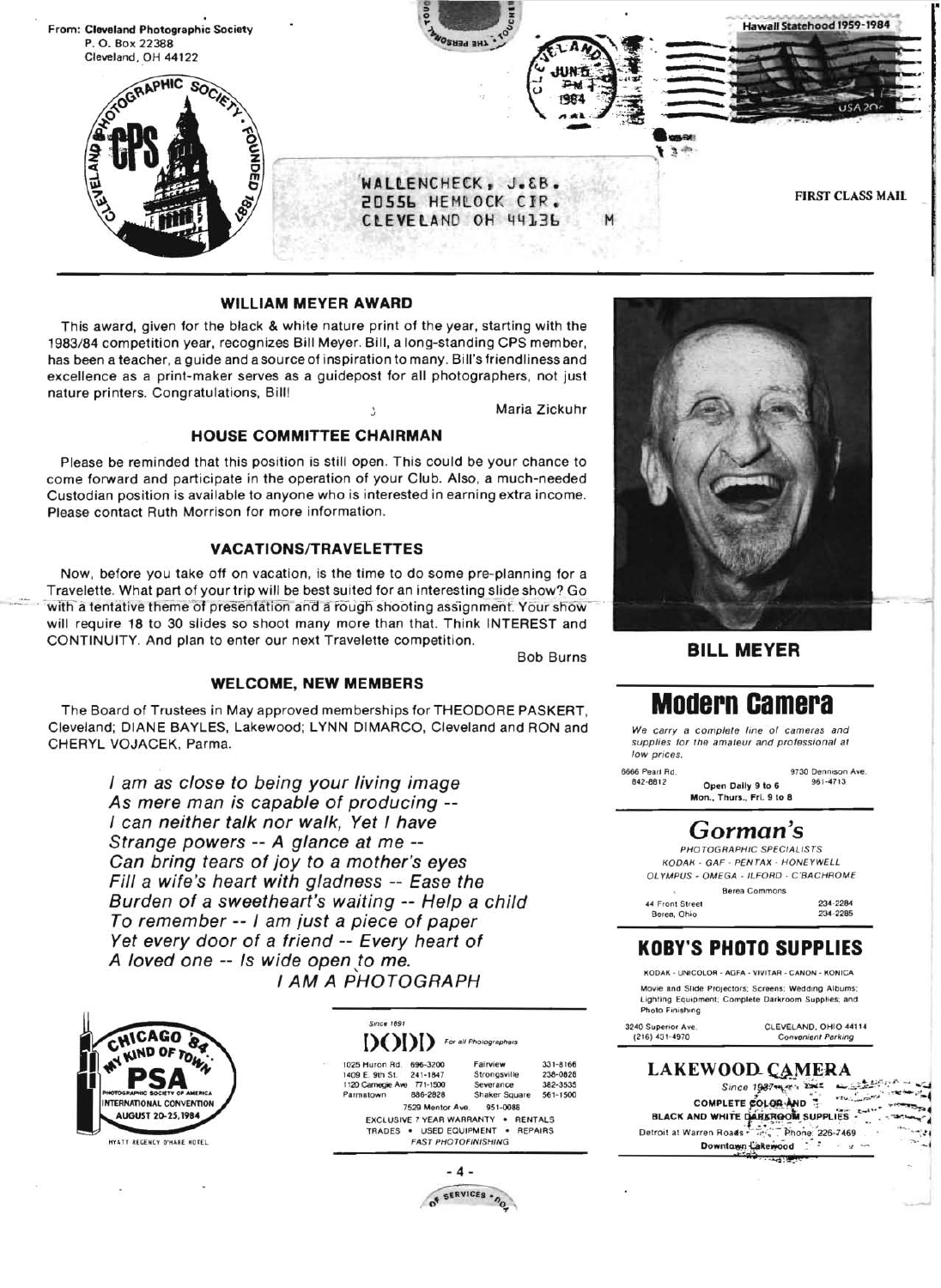From: **Cleveland Photographic Society**
P. O. Box 22388
Cleveland, OH 44122

CLEVELAND PHOTOGRAPHIC SOCIETY · FOUNDED 1887
CPS

WALLENCHECK, J.&B.
20556 HEMLOCK CIR.
CLEVELAND OH 44136 M

CLEVELAND JUN 1984

Hawaii Statehood 1959-1984 USA 20c

**FIRST CLASS MAIL**

### WILLIAM MEYER AWARD

This award, given for the black & white nature print of the year, starting with the 1983/84 competition year, recognizes Bill Meyer. Bill, a long-standing CPS member, has been a teacher, a guide and a source of inspiration to many. Bill's friendliness and excellence as a print-maker serves as a guidepost for all photographers, not just nature printers. Congratulations, Bill!

Maria Zickuhr

### HOUSE COMMITTEE CHAIRMAN

Please be reminded that this position is still open. This could be your chance to come forward and participate in the operation of your Club. Also, a much-needed Custodian position is available to anyone who is interested in earning extra income. Please contact Ruth Morrison for more information.

### VACATIONS/TRAVELETTES

Now, before you take off on vacation, is the time to do some pre-planning for a Travelette. What part of your trip will be best suited for an interesting slide show? Go with a tentative theme of presentation and a rough shooting assignment. Your show will require 18 to 30 slides so shoot many more than that. Think INTEREST and CONTINUITY. And plan to enter our next Travelette competition.

Bob Burns

### WELCOME, NEW MEMBERS

The Board of Trustees in May approved memberships for THEODORE PASKERT, Cleveland; DIANE BAYLES, Lakewood; LYNN DIMARCO, Cleveland and RON and CHERYL VOJACEK, Parma.

*I am as close to being your living image*
*As mere man is capable of producing --*
*I can neither talk nor walk, Yet I have*
*Strange powers -- A glance at me --*
*Can bring tears of joy to a mother's eyes*
*Fill a wife's heart with gladness -- Ease the*
*Burden of a sweetheart's waiting -- Help a child*
*To remember -- I am just a piece of paper*
*Yet every door of a friend -- Every heart of*
*A loved one -- Is wide open to me.*
*I AM A PHOTOGRAPH*

**BILL MEYER**

## Modern Camera

*We carry a complete line of cameras and supplies for the amateur and professional at low prices.*

6666 Pearl Rd. 842-8812 — 9730 Dennison Ave. 961-4713
Open Daily 9 to 6
Mon., Thurs., Fri. 9 to 8

## *Gorman's*

*PHOTOGRAPHIC SPECIALISTS*
KODAK - GAF - PENTAX - HONEYWELL
OLYMPUS - OMEGA - ILFORD - C'BACHROME
Berea Commons
44 Front Street, Berea, Ohio — 234-2284, 234-2285

## KOBY'S PHOTO SUPPLIES

KODAK - UNICOLOR - AGFA - VIVITAR - CANON - KONICA
Movie and Slide Projectors; Screens; Wedding Albums; Lighting Equipment; Complete Darkroom Supplies; and Photo Finishing
3240 Superior Ave. (216) 431-4970 — CLEVELAND, OHIO 44114 *Convenient Parking*

## LAKEWOOD CAMERA

Since 1937
COMPLETE COLOR AND BLACK AND WHITE DARKROOM SUPPLIES
Detroit at Warren Roads — Phone 226-7469
Downtown Lakewood

CHICAGO '84 MY KIND OF TOWN
PSA PHOTOGRAPHIC SOCIETY OF AMERICA
INTERNATIONAL CONVENTION
AUGUST 20-25, 1984
HYATT REGENCY O'HARE HOTEL

*Since 1891*
**DODD** For all Photographers

| | | | |
|---|---|---|---|
| 1025 Huron Rd. | 696-3200 | Fairview | 331-8166 |
| 1409 E. 9th St. | 241-1847 | Strongsville | 238-0828 |
| 1120 Carnegie Ave | 771-1500 | Severance | 382-3535 |
| Parmatown | 886-2828 | Shaker Square | 561-1500 |

7529 Mentor Ave. 951-0088
EXCLUSIVE 7 YEAR WARRANTY • RENTALS
TRADES • USED EQUIPMENT • REPAIRS
*FAST PHOTOFINISHING*